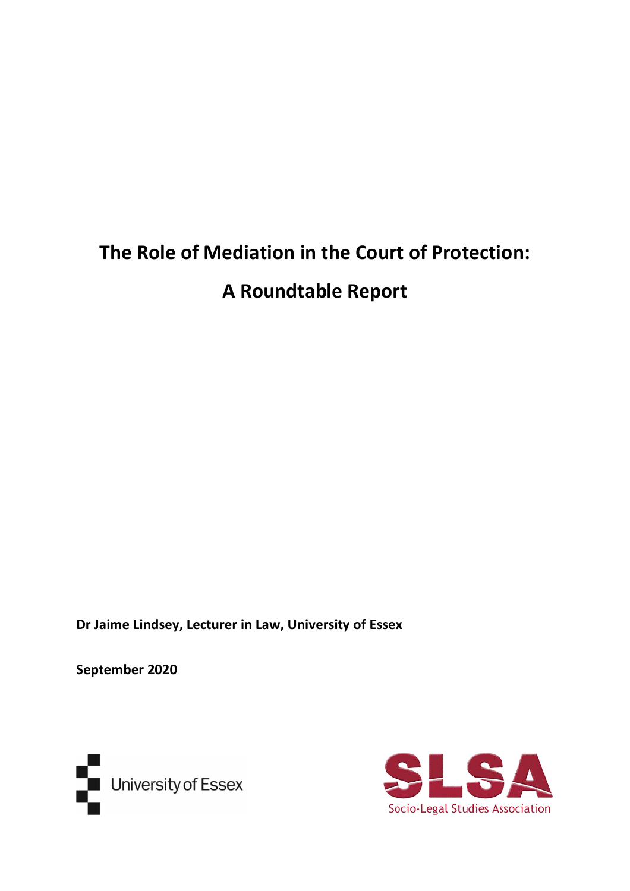# The Role of Mediation in the Court of Protection:

# A Roundtable Report

**Dr Jaime Lindsey, Lecturer in Law, University of Essex**

**September 2020**

University of Essex

SLSA Socio-Legal Studies Association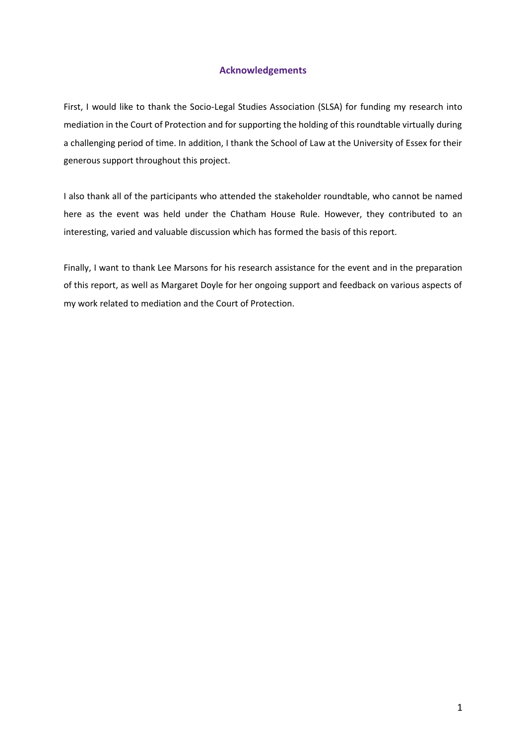## Acknowledgements

First, I would like to thank the Socio-Legal Studies Association (SLSA) for funding my research into mediation in the Court of Protection and for supporting the holding of this roundtable virtually during a challenging period of time. In addition, I thank the School of Law at the University of Essex for their generous support throughout this project.

I also thank all of the participants who attended the stakeholder roundtable, who cannot be named here as the event was held under the Chatham House Rule. However, they contributed to an interesting, varied and valuable discussion which has formed the basis of this report.

Finally, I want to thank Lee Marsons for his research assistance for the event and in the preparation of this report, as well as Margaret Doyle for her ongoing support and feedback on various aspects of my work related to mediation and the Court of Protection.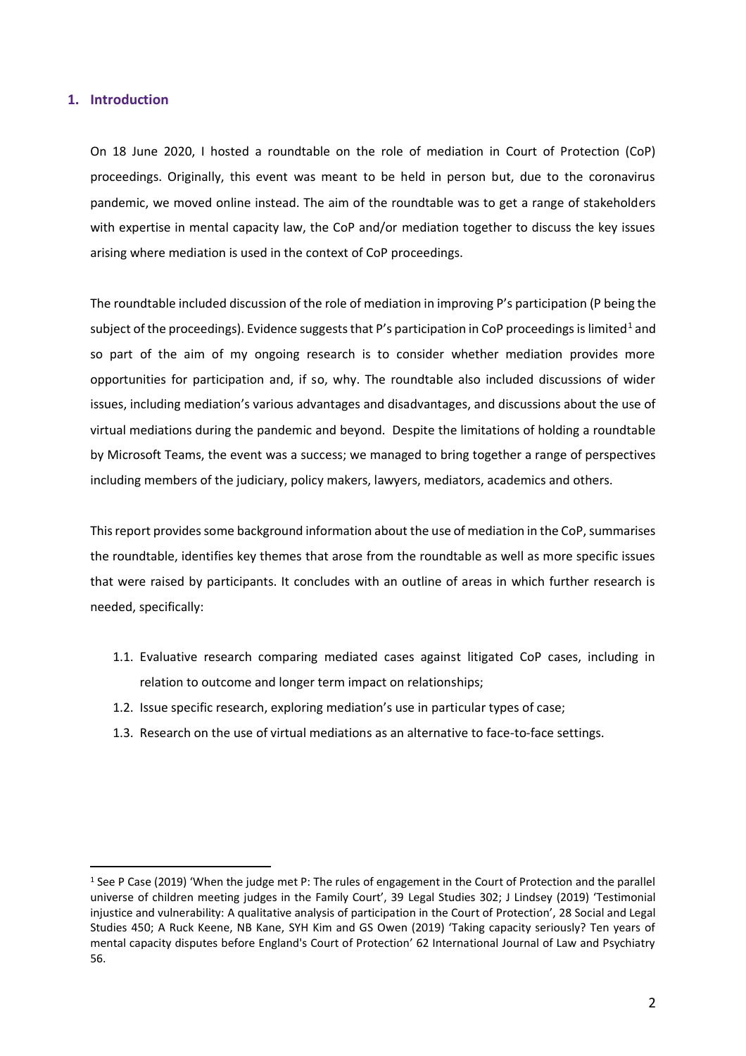## 1. Introduction

On 18 June 2020, I hosted a roundtable on the role of mediation in Court of Protection (CoP) proceedings. Originally, this event was meant to be held in person but, due to the coronavirus pandemic, we moved online instead. The aim of the roundtable was to get a range of stakeholders with expertise in mental capacity law, the CoP and/or mediation together to discuss the key issues arising where mediation is used in the context of CoP proceedings.

The roundtable included discussion of the role of mediation in improving P's participation (P being the subject of the proceedings). Evidence suggests that P's participation in CoP proceedings is limited[1] and so part of the aim of my ongoing research is to consider whether mediation provides more opportunities for participation and, if so, why. The roundtable also included discussions of wider issues, including mediation's various advantages and disadvantages, and discussions about the use of virtual mediations during the pandemic and beyond. Despite the limitations of holding a roundtable by Microsoft Teams, the event was a success; we managed to bring together a range of perspectives including members of the judiciary, policy makers, lawyers, mediators, academics and others.

This report provides some background information about the use of mediation in the CoP, summarises the roundtable, identifies key themes that arose from the roundtable as well as more specific issues that were raised by participants. It concludes with an outline of areas in which further research is needed, specifically:

1.1. Evaluative research comparing mediated cases against litigated CoP cases, including in relation to outcome and longer term impact on relationships;
1.2. Issue specific research, exploring mediation's use in particular types of case;
1.3. Research on the use of virtual mediations as an alternative to face-to-face settings.

---

[1] See P Case (2019) 'When the judge met P: The rules of engagement in the Court of Protection and the parallel universe of children meeting judges in the Family Court', 39 Legal Studies 302; J Lindsey (2019) 'Testimonial injustice and vulnerability: A qualitative analysis of participation in the Court of Protection', 28 Social and Legal Studies 450; A Ruck Keene, NB Kane, SYH Kim and GS Owen (2019) 'Taking capacity seriously? Ten years of mental capacity disputes before England's Court of Protection' 62 International Journal of Law and Psychiatry 56.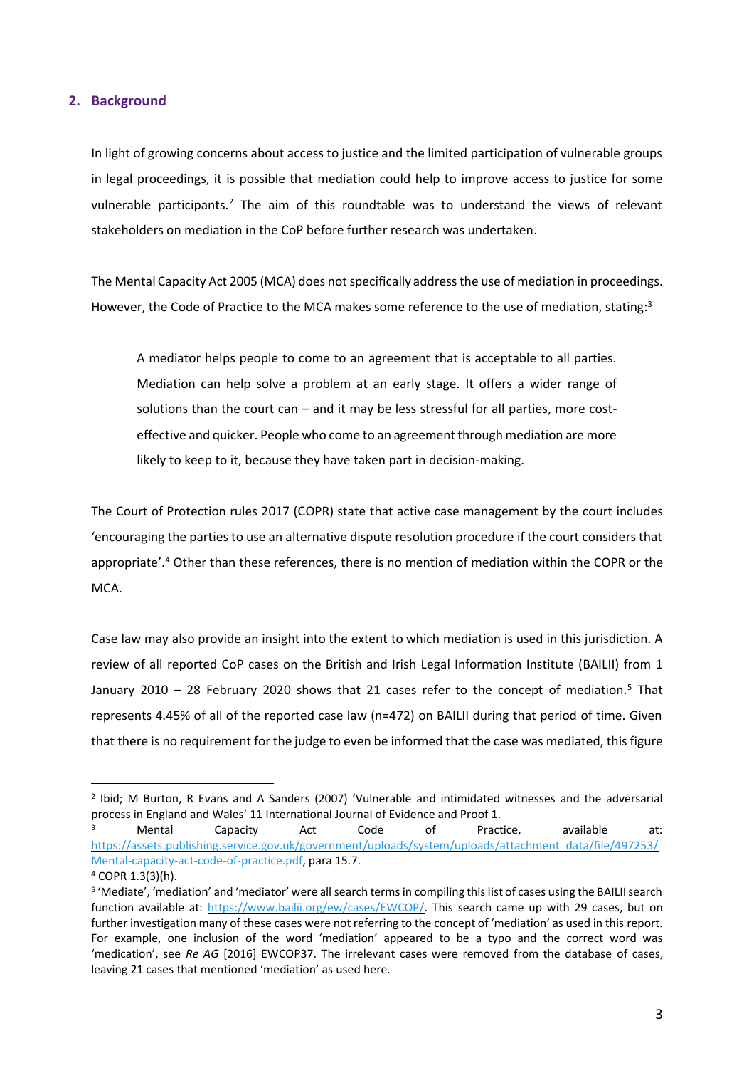## 2. Background

In light of growing concerns about access to justice and the limited participation of vulnerable groups in legal proceedings, it is possible that mediation could help to improve access to justice for some vulnerable participants.[2] The aim of this roundtable was to understand the views of relevant stakeholders on mediation in the CoP before further research was undertaken.

The Mental Capacity Act 2005 (MCA) does not specifically address the use of mediation in proceedings. However, the Code of Practice to the MCA makes some reference to the use of mediation, stating:[3]

> A mediator helps people to come to an agreement that is acceptable to all parties. Mediation can help solve a problem at an early stage. It offers a wider range of solutions than the court can – and it may be less stressful for all parties, more cost-effective and quicker. People who come to an agreement through mediation are more likely to keep to it, because they have taken part in decision-making.

The Court of Protection rules 2017 (COPR) state that active case management by the court includes 'encouraging the parties to use an alternative dispute resolution procedure if the court considers that appropriate'.[4] Other than these references, there is no mention of mediation within the COPR or the MCA.

Case law may also provide an insight into the extent to which mediation is used in this jurisdiction. A review of all reported CoP cases on the British and Irish Legal Information Institute (BAILII) from 1 January 2010 – 28 February 2020 shows that 21 cases refer to the concept of mediation.[5] That represents 4.45% of all of the reported case law (n=472) on BAILII during that period of time. Given that there is no requirement for the judge to even be informed that the case was mediated, this figure

---

[2] Ibid; M Burton, R Evans and A Sanders (2007) 'Vulnerable and intimidated witnesses and the adversarial process in England and Wales' 11 International Journal of Evidence and Proof 1.

[3] Mental Capacity Act Code of Practice, available at: https://assets.publishing.service.gov.uk/government/uploads/system/uploads/attachment_data/file/497253/Mental-capacity-act-code-of-practice.pdf, para 15.7.

[4] COPR 1.3(3)(h).

[5] 'Mediate', 'mediation' and 'mediator' were all search terms in compiling this list of cases using the BAILII search function available at: https://www.bailii.org/ew/cases/EWCOP/. This search came up with 29 cases, but on further investigation many of these cases were not referring to the concept of 'mediation' as used in this report. For example, one inclusion of the word 'mediation' appeared to be a typo and the correct word was 'medication', see *Re AG* [2016] EWCOP37. The irrelevant cases were removed from the database of cases, leaving 21 cases that mentioned 'mediation' as used here.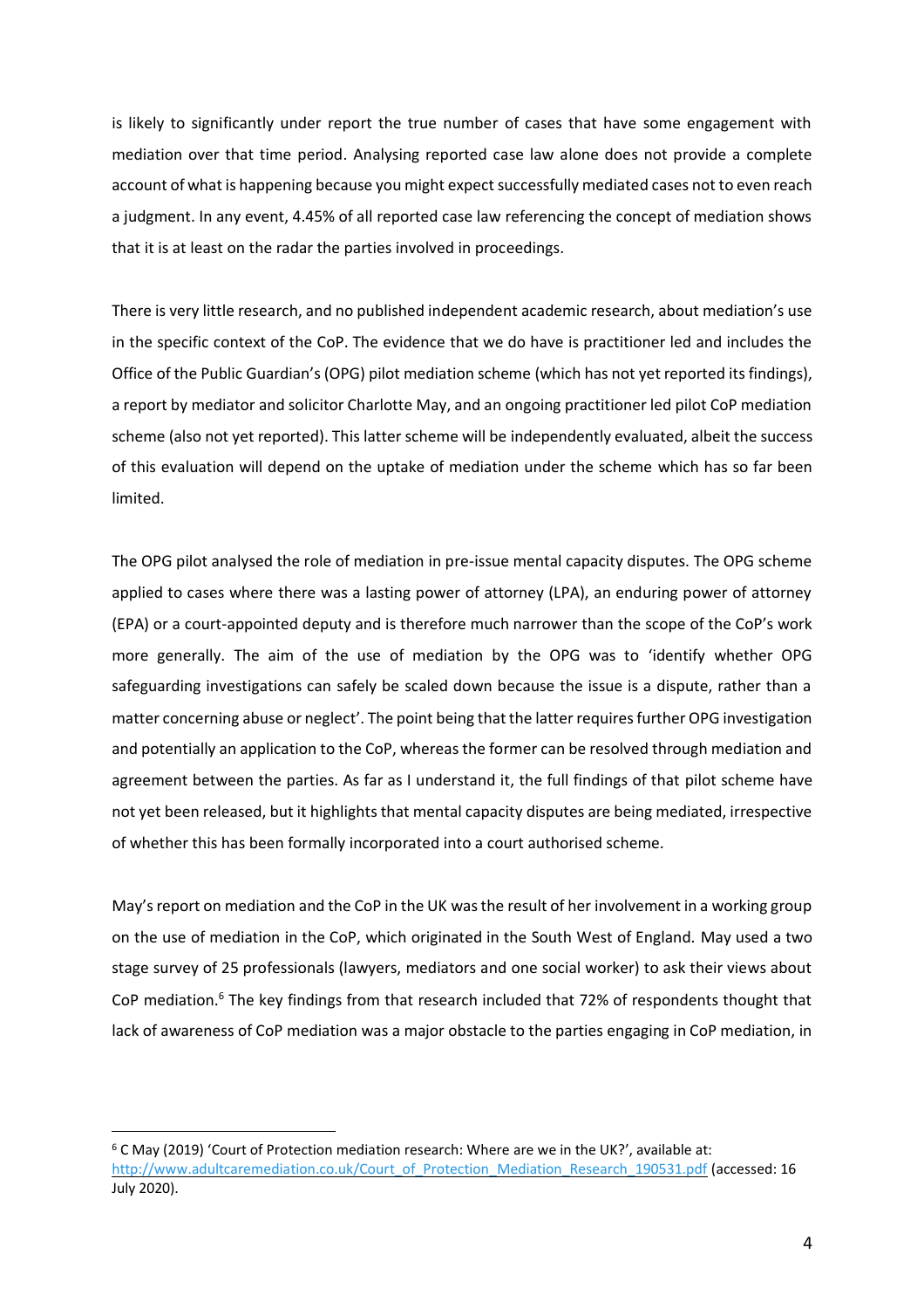is likely to significantly under report the true number of cases that have some engagement with mediation over that time period. Analysing reported case law alone does not provide a complete account of what is happening because you might expect successfully mediated cases not to even reach a judgment. In any event, 4.45% of all reported case law referencing the concept of mediation shows that it is at least on the radar the parties involved in proceedings.

There is very little research, and no published independent academic research, about mediation's use in the specific context of the CoP. The evidence that we do have is practitioner led and includes the Office of the Public Guardian's (OPG) pilot mediation scheme (which has not yet reported its findings), a report by mediator and solicitor Charlotte May, and an ongoing practitioner led pilot CoP mediation scheme (also not yet reported). This latter scheme will be independently evaluated, albeit the success of this evaluation will depend on the uptake of mediation under the scheme which has so far been limited.

The OPG pilot analysed the role of mediation in pre-issue mental capacity disputes. The OPG scheme applied to cases where there was a lasting power of attorney (LPA), an enduring power of attorney (EPA) or a court-appointed deputy and is therefore much narrower than the scope of the CoP's work more generally. The aim of the use of mediation by the OPG was to 'identify whether OPG safeguarding investigations can safely be scaled down because the issue is a dispute, rather than a matter concerning abuse or neglect'. The point being that the latter requires further OPG investigation and potentially an application to the CoP, whereas the former can be resolved through mediation and agreement between the parties. As far as I understand it, the full findings of that pilot scheme have not yet been released, but it highlights that mental capacity disputes are being mediated, irrespective of whether this has been formally incorporated into a court authorised scheme.

May's report on mediation and the CoP in the UK was the result of her involvement in a working group on the use of mediation in the CoP, which originated in the South West of England. May used a two stage survey of 25 professionals (lawyers, mediators and one social worker) to ask their views about CoP mediation.[6] The key findings from that research included that 72% of respondents thought that lack of awareness of CoP mediation was a major obstacle to the parties engaging in CoP mediation, in

[6] C May (2019) 'Court of Protection mediation research: Where are we in the UK?', available at: http://www.adultcaremediation.co.uk/Court_of_Protection_Mediation_Research_190531.pdf (accessed: 16 July 2020).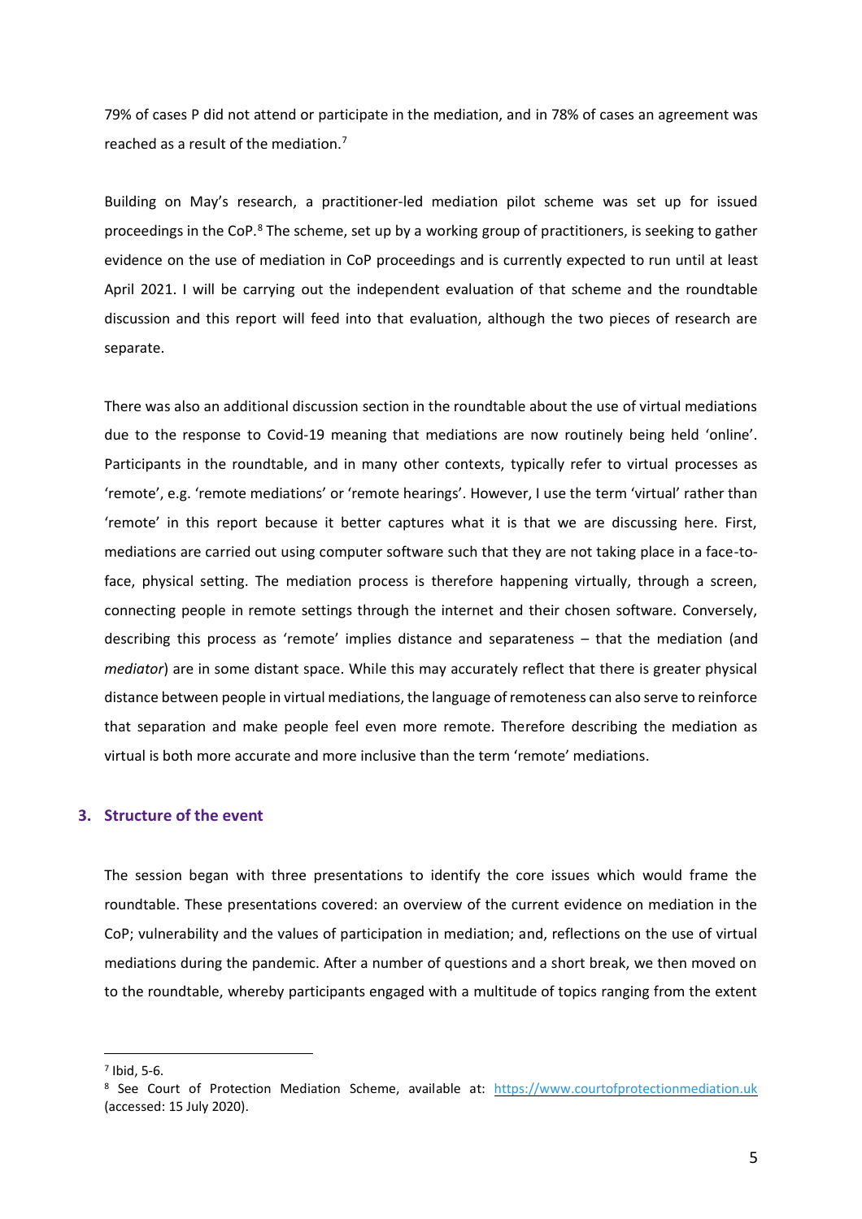79% of cases P did not attend or participate in the mediation, and in 78% of cases an agreement was reached as a result of the mediation.[7]

Building on May's research, a practitioner-led mediation pilot scheme was set up for issued proceedings in the CoP.[8] The scheme, set up by a working group of practitioners, is seeking to gather evidence on the use of mediation in CoP proceedings and is currently expected to run until at least April 2021. I will be carrying out the independent evaluation of that scheme and the roundtable discussion and this report will feed into that evaluation, although the two pieces of research are separate.

There was also an additional discussion section in the roundtable about the use of virtual mediations due to the response to Covid-19 meaning that mediations are now routinely being held 'online'. Participants in the roundtable, and in many other contexts, typically refer to virtual processes as 'remote', e.g. 'remote mediations' or 'remote hearings'. However, I use the term 'virtual' rather than 'remote' in this report because it better captures what it is that we are discussing here. First, mediations are carried out using computer software such that they are not taking place in a face-to-face, physical setting. The mediation process is therefore happening virtually, through a screen, connecting people in remote settings through the internet and their chosen software. Conversely, describing this process as 'remote' implies distance and separateness – that the mediation (and *mediator*) are in some distant space. While this may accurately reflect that there is greater physical distance between people in virtual mediations, the language of remoteness can also serve to reinforce that separation and make people feel even more remote. Therefore describing the mediation as virtual is both more accurate and more inclusive than the term 'remote' mediations.

## 3. Structure of the event

The session began with three presentations to identify the core issues which would frame the roundtable. These presentations covered: an overview of the current evidence on mediation in the CoP; vulnerability and the values of participation in mediation; and, reflections on the use of virtual mediations during the pandemic. After a number of questions and a short break, we then moved on to the roundtable, whereby participants engaged with a multitude of topics ranging from the extent

[7] Ibid, 5-6.

[8] See Court of Protection Mediation Scheme, available at: https://www.courtofprotectionmediation.uk (accessed: 15 July 2020).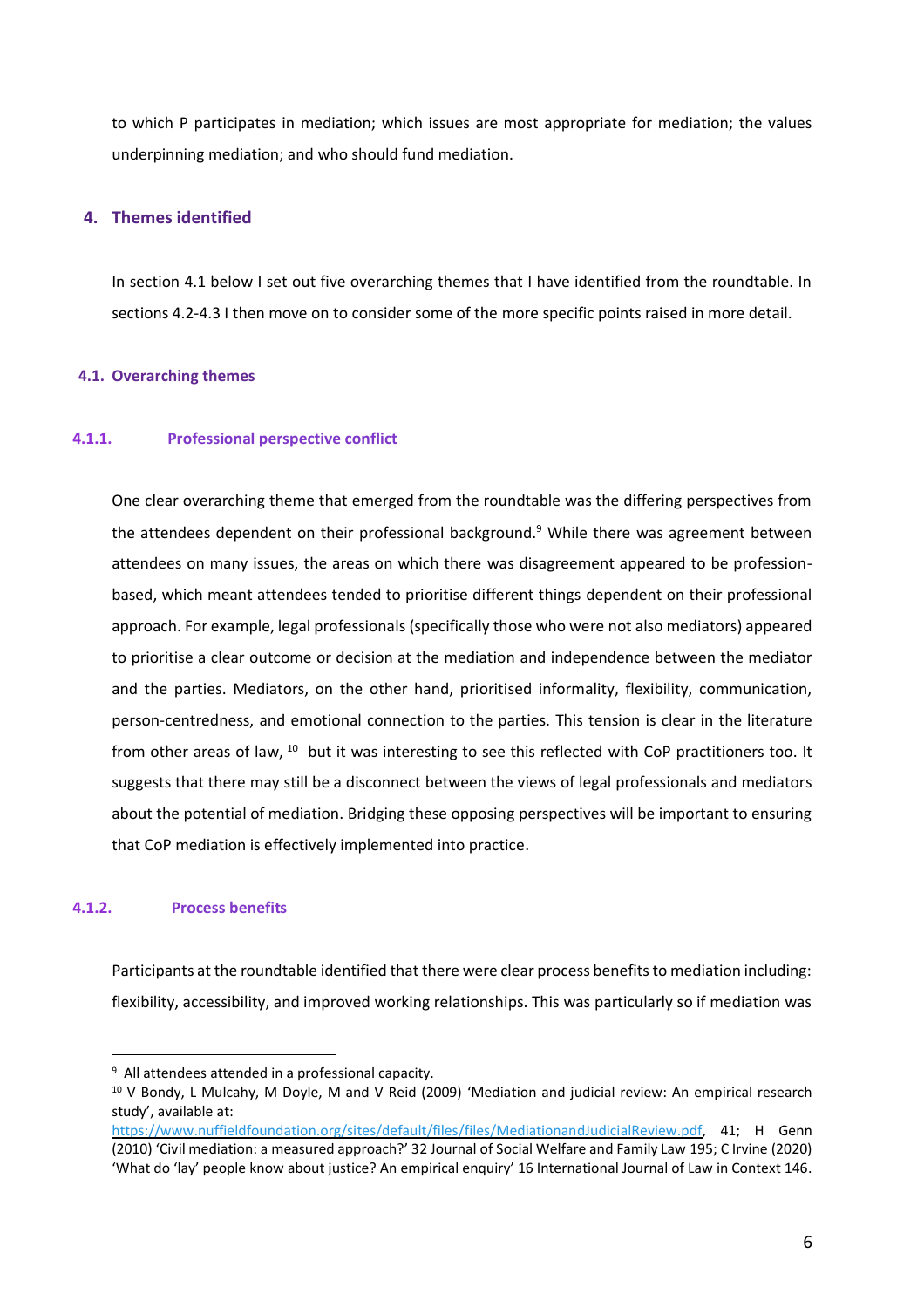to which P participates in mediation; which issues are most appropriate for mediation; the values underpinning mediation; and who should fund mediation.

## 4. Themes identified

In section 4.1 below I set out five overarching themes that I have identified from the roundtable. In sections 4.2-4.3 I then move on to consider some of the more specific points raised in more detail.

### 4.1. Overarching themes

#### 4.1.1. Professional perspective conflict

One clear overarching theme that emerged from the roundtable was the differing perspectives from the attendees dependent on their professional background.[9] While there was agreement between attendees on many issues, the areas on which there was disagreement appeared to be profession-based, which meant attendees tended to prioritise different things dependent on their professional approach. For example, legal professionals (specifically those who were not also mediators) appeared to prioritise a clear outcome or decision at the mediation and independence between the mediator and the parties. Mediators, on the other hand, prioritised informality, flexibility, communication, person-centredness, and emotional connection to the parties. This tension is clear in the literature from other areas of law, [10] but it was interesting to see this reflected with CoP practitioners too. It suggests that there may still be a disconnect between the views of legal professionals and mediators about the potential of mediation. Bridging these opposing perspectives will be important to ensuring that CoP mediation is effectively implemented into practice.

#### 4.1.2. Process benefits

Participants at the roundtable identified that there were clear process benefits to mediation including: flexibility, accessibility, and improved working relationships. This was particularly so if mediation was

---

[9] All attendees attended in a professional capacity.

[10] V Bondy, L Mulcahy, M Doyle, M and V Reid (2009) 'Mediation and judicial review: An empirical research study', available at: https://www.nuffieldfoundation.org/sites/default/files/files/MediationandJudicialReview.pdf, 41; H Genn (2010) 'Civil mediation: a measured approach?' 32 Journal of Social Welfare and Family Law 195; C Irvine (2020) 'What do 'lay' people know about justice? An empirical enquiry' 16 International Journal of Law in Context 146.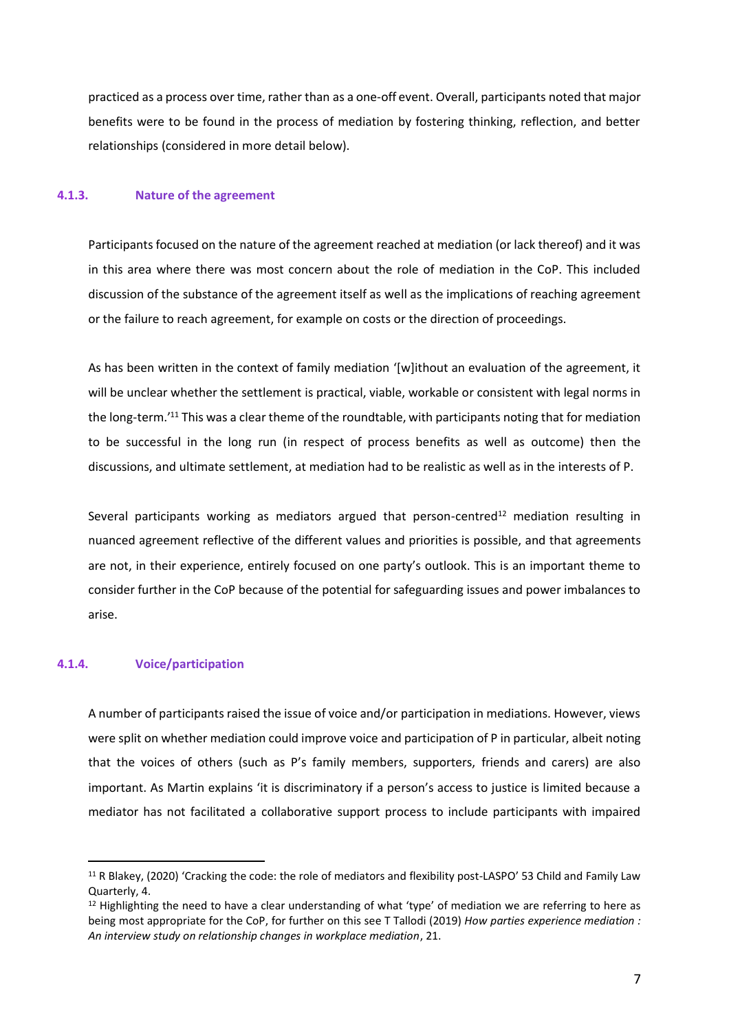practiced as a process over time, rather than as a one-off event. Overall, participants noted that major benefits were to be found in the process of mediation by fostering thinking, reflection, and better relationships (considered in more detail below).

#### 4.1.3. Nature of the agreement

Participants focused on the nature of the agreement reached at mediation (or lack thereof) and it was in this area where there was most concern about the role of mediation in the CoP. This included discussion of the substance of the agreement itself as well as the implications of reaching agreement or the failure to reach agreement, for example on costs or the direction of proceedings.

As has been written in the context of family mediation '[w]ithout an evaluation of the agreement, it will be unclear whether the settlement is practical, viable, workable or consistent with legal norms in the long-term.'[11] This was a clear theme of the roundtable, with participants noting that for mediation to be successful in the long run (in respect of process benefits as well as outcome) then the discussions, and ultimate settlement, at mediation had to be realistic as well as in the interests of P.

Several participants working as mediators argued that person-centred[12] mediation resulting in nuanced agreement reflective of the different values and priorities is possible, and that agreements are not, in their experience, entirely focused on one party's outlook. This is an important theme to consider further in the CoP because of the potential for safeguarding issues and power imbalances to arise.

#### 4.1.4. Voice/participation

A number of participants raised the issue of voice and/or participation in mediations. However, views were split on whether mediation could improve voice and participation of P in particular, albeit noting that the voices of others (such as P's family members, supporters, friends and carers) are also important. As Martin explains 'it is discriminatory if a person's access to justice is limited because a mediator has not facilitated a collaborative support process to include participants with impaired

---

[11] R Blakey, (2020) 'Cracking the code: the role of mediators and flexibility post-LASPO' 53 Child and Family Law Quarterly, 4.

[12] Highlighting the need to have a clear understanding of what 'type' of mediation we are referring to here as being most appropriate for the CoP, for further on this see T Tallodi (2019) *How parties experience mediation : An interview study on relationship changes in workplace mediation*, 21.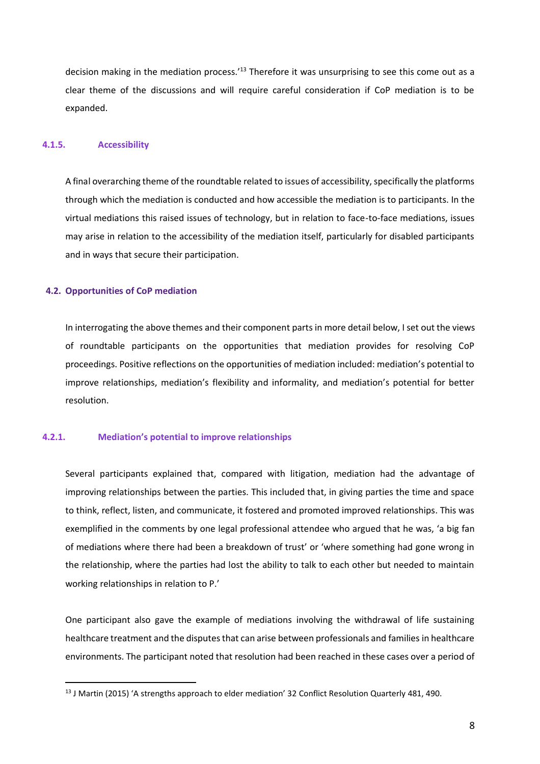decision making in the mediation process.'[13] Therefore it was unsurprising to see this come out as a clear theme of the discussions and will require careful consideration if CoP mediation is to be expanded.

#### 4.1.5. Accessibility

A final overarching theme of the roundtable related to issues of accessibility, specifically the platforms through which the mediation is conducted and how accessible the mediation is to participants. In the virtual mediations this raised issues of technology, but in relation to face-to-face mediations, issues may arise in relation to the accessibility of the mediation itself, particularly for disabled participants and in ways that secure their participation.

### 4.2. Opportunities of CoP mediation

In interrogating the above themes and their component parts in more detail below, I set out the views of roundtable participants on the opportunities that mediation provides for resolving CoP proceedings. Positive reflections on the opportunities of mediation included: mediation's potential to improve relationships, mediation's flexibility and informality, and mediation's potential for better resolution.

#### 4.2.1. Mediation's potential to improve relationships

Several participants explained that, compared with litigation, mediation had the advantage of improving relationships between the parties. This included that, in giving parties the time and space to think, reflect, listen, and communicate, it fostered and promoted improved relationships. This was exemplified in the comments by one legal professional attendee who argued that he was, 'a big fan of mediations where there had been a breakdown of trust' or 'where something had gone wrong in the relationship, where the parties had lost the ability to talk to each other but needed to maintain working relationships in relation to P.'

One participant also gave the example of mediations involving the withdrawal of life sustaining healthcare treatment and the disputes that can arise between professionals and families in healthcare environments. The participant noted that resolution had been reached in these cases over a period of

[13] J Martin (2015) 'A strengths approach to elder mediation' 32 Conflict Resolution Quarterly 481, 490.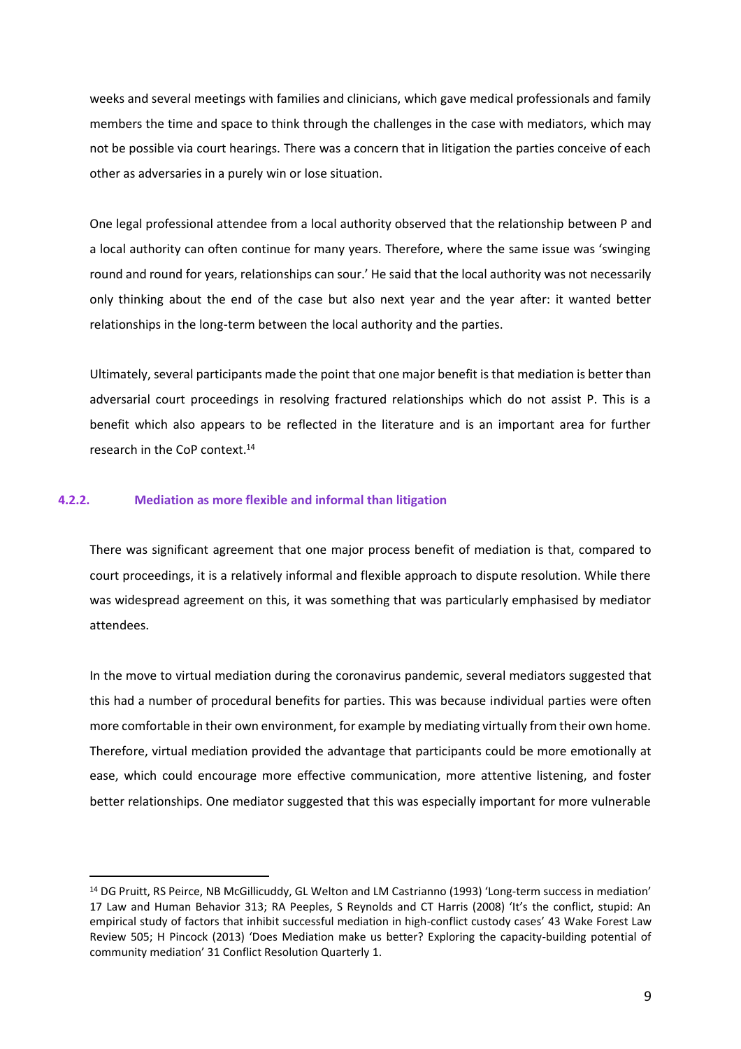weeks and several meetings with families and clinicians, which gave medical professionals and family members the time and space to think through the challenges in the case with mediators, which may not be possible via court hearings. There was a concern that in litigation the parties conceive of each other as adversaries in a purely win or lose situation.

One legal professional attendee from a local authority observed that the relationship between P and a local authority can often continue for many years. Therefore, where the same issue was 'swinging round and round for years, relationships can sour.' He said that the local authority was not necessarily only thinking about the end of the case but also next year and the year after: it wanted better relationships in the long-term between the local authority and the parties.

Ultimately, several participants made the point that one major benefit is that mediation is better than adversarial court proceedings in resolving fractured relationships which do not assist P. This is a benefit which also appears to be reflected in the literature and is an important area for further research in the CoP context.[14]

### 4.2.2. Mediation as more flexible and informal than litigation

There was significant agreement that one major process benefit of mediation is that, compared to court proceedings, it is a relatively informal and flexible approach to dispute resolution. While there was widespread agreement on this, it was something that was particularly emphasised by mediator attendees.

In the move to virtual mediation during the coronavirus pandemic, several mediators suggested that this had a number of procedural benefits for parties. This was because individual parties were often more comfortable in their own environment, for example by mediating virtually from their own home. Therefore, virtual mediation provided the advantage that participants could be more emotionally at ease, which could encourage more effective communication, more attentive listening, and foster better relationships. One mediator suggested that this was especially important for more vulnerable

---

[14] DG Pruitt, RS Peirce, NB McGillicuddy, GL Welton and LM Castrianno (1993) 'Long-term success in mediation' 17 Law and Human Behavior 313; RA Peeples, S Reynolds and CT Harris (2008) 'It's the conflict, stupid: An empirical study of factors that inhibit successful mediation in high-conflict custody cases' 43 Wake Forest Law Review 505; H Pincock (2013) 'Does Mediation make us better? Exploring the capacity-building potential of community mediation' 31 Conflict Resolution Quarterly 1.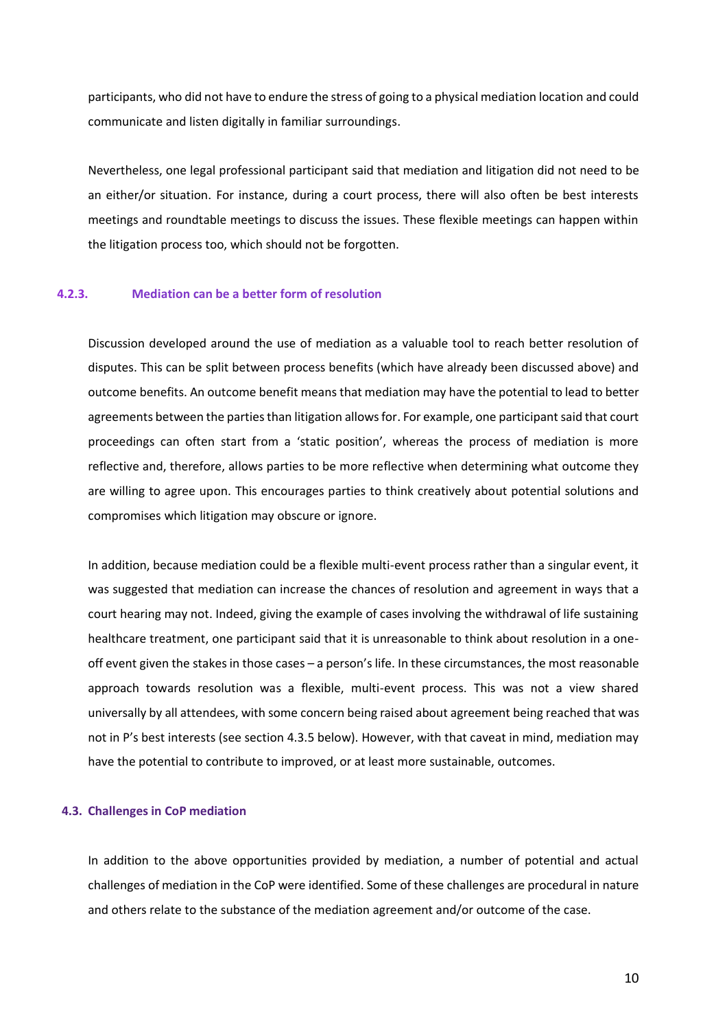participants, who did not have to endure the stress of going to a physical mediation location and could communicate and listen digitally in familiar surroundings.

Nevertheless, one legal professional participant said that mediation and litigation did not need to be an either/or situation. For instance, during a court process, there will also often be best interests meetings and roundtable meetings to discuss the issues. These flexible meetings can happen within the litigation process too, which should not be forgotten.

#### 4.2.3. Mediation can be a better form of resolution

Discussion developed around the use of mediation as a valuable tool to reach better resolution of disputes. This can be split between process benefits (which have already been discussed above) and outcome benefits. An outcome benefit means that mediation may have the potential to lead to better agreements between the parties than litigation allows for. For example, one participant said that court proceedings can often start from a 'static position', whereas the process of mediation is more reflective and, therefore, allows parties to be more reflective when determining what outcome they are willing to agree upon. This encourages parties to think creatively about potential solutions and compromises which litigation may obscure or ignore.

In addition, because mediation could be a flexible multi-event process rather than a singular event, it was suggested that mediation can increase the chances of resolution and agreement in ways that a court hearing may not. Indeed, giving the example of cases involving the withdrawal of life sustaining healthcare treatment, one participant said that it is unreasonable to think about resolution in a one-off event given the stakes in those cases – a person's life. In these circumstances, the most reasonable approach towards resolution was a flexible, multi-event process. This was not a view shared universally by all attendees, with some concern being raised about agreement being reached that was not in P's best interests (see section 4.3.5 below). However, with that caveat in mind, mediation may have the potential to contribute to improved, or at least more sustainable, outcomes.

### 4.3. Challenges in CoP mediation

In addition to the above opportunities provided by mediation, a number of potential and actual challenges of mediation in the CoP were identified. Some of these challenges are procedural in nature and others relate to the substance of the mediation agreement and/or outcome of the case.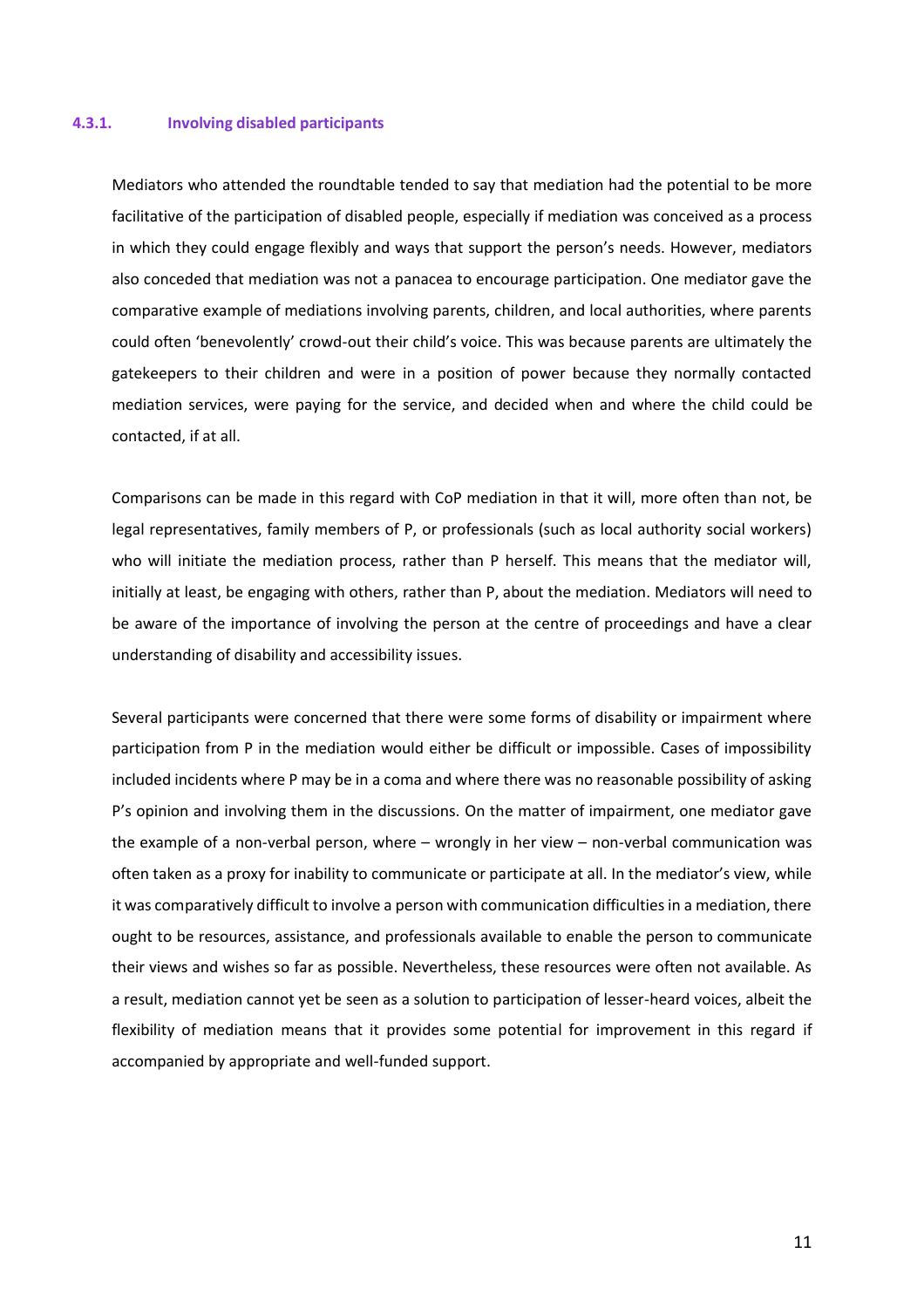#### 4.3.1. Involving disabled participants

Mediators who attended the roundtable tended to say that mediation had the potential to be more facilitative of the participation of disabled people, especially if mediation was conceived as a process in which they could engage flexibly and ways that support the person's needs. However, mediators also conceded that mediation was not a panacea to encourage participation. One mediator gave the comparative example of mediations involving parents, children, and local authorities, where parents could often 'benevolently' crowd-out their child's voice. This was because parents are ultimately the gatekeepers to their children and were in a position of power because they normally contacted mediation services, were paying for the service, and decided when and where the child could be contacted, if at all.

Comparisons can be made in this regard with CoP mediation in that it will, more often than not, be legal representatives, family members of P, or professionals (such as local authority social workers) who will initiate the mediation process, rather than P herself. This means that the mediator will, initially at least, be engaging with others, rather than P, about the mediation. Mediators will need to be aware of the importance of involving the person at the centre of proceedings and have a clear understanding of disability and accessibility issues.

Several participants were concerned that there were some forms of disability or impairment where participation from P in the mediation would either be difficult or impossible. Cases of impossibility included incidents where P may be in a coma and where there was no reasonable possibility of asking P's opinion and involving them in the discussions. On the matter of impairment, one mediator gave the example of a non-verbal person, where – wrongly in her view – non-verbal communication was often taken as a proxy for inability to communicate or participate at all. In the mediator's view, while it was comparatively difficult to involve a person with communication difficulties in a mediation, there ought to be resources, assistance, and professionals available to enable the person to communicate their views and wishes so far as possible. Nevertheless, these resources were often not available. As a result, mediation cannot yet be seen as a solution to participation of lesser-heard voices, albeit the flexibility of mediation means that it provides some potential for improvement in this regard if accompanied by appropriate and well-funded support.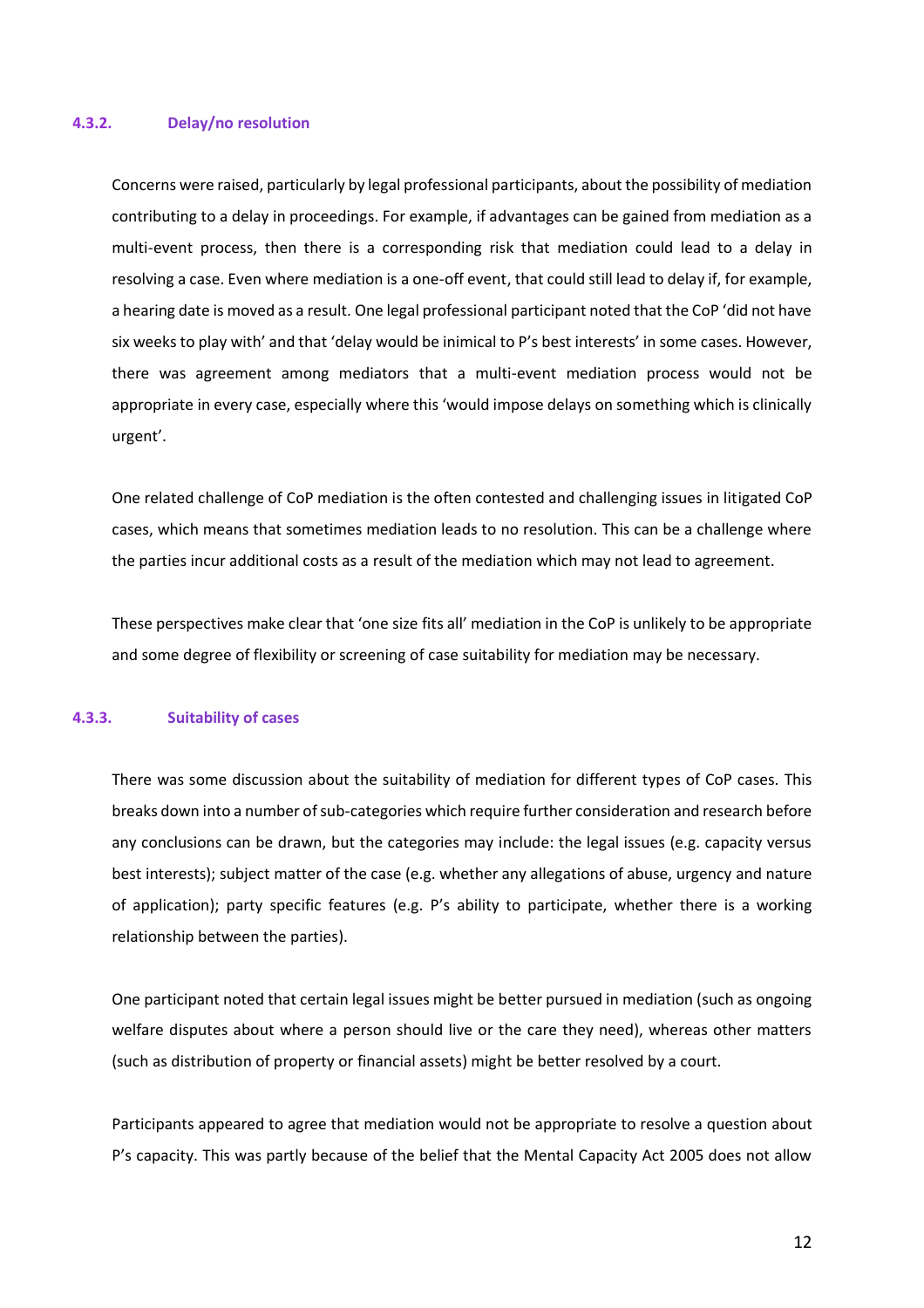#### 4.3.2. Delay/no resolution

Concerns were raised, particularly by legal professional participants, about the possibility of mediation contributing to a delay in proceedings. For example, if advantages can be gained from mediation as a multi-event process, then there is a corresponding risk that mediation could lead to a delay in resolving a case. Even where mediation is a one-off event, that could still lead to delay if, for example, a hearing date is moved as a result. One legal professional participant noted that the CoP 'did not have six weeks to play with' and that 'delay would be inimical to P's best interests' in some cases. However, there was agreement among mediators that a multi-event mediation process would not be appropriate in every case, especially where this 'would impose delays on something which is clinically urgent'.

One related challenge of CoP mediation is the often contested and challenging issues in litigated CoP cases, which means that sometimes mediation leads to no resolution. This can be a challenge where the parties incur additional costs as a result of the mediation which may not lead to agreement.

These perspectives make clear that 'one size fits all' mediation in the CoP is unlikely to be appropriate and some degree of flexibility or screening of case suitability for mediation may be necessary.

#### 4.3.3. Suitability of cases

There was some discussion about the suitability of mediation for different types of CoP cases. This breaks down into a number of sub-categories which require further consideration and research before any conclusions can be drawn, but the categories may include: the legal issues (e.g. capacity versus best interests); subject matter of the case (e.g. whether any allegations of abuse, urgency and nature of application); party specific features (e.g. P's ability to participate, whether there is a working relationship between the parties).

One participant noted that certain legal issues might be better pursued in mediation (such as ongoing welfare disputes about where a person should live or the care they need), whereas other matters (such as distribution of property or financial assets) might be better resolved by a court.

Participants appeared to agree that mediation would not be appropriate to resolve a question about P's capacity. This was partly because of the belief that the Mental Capacity Act 2005 does not allow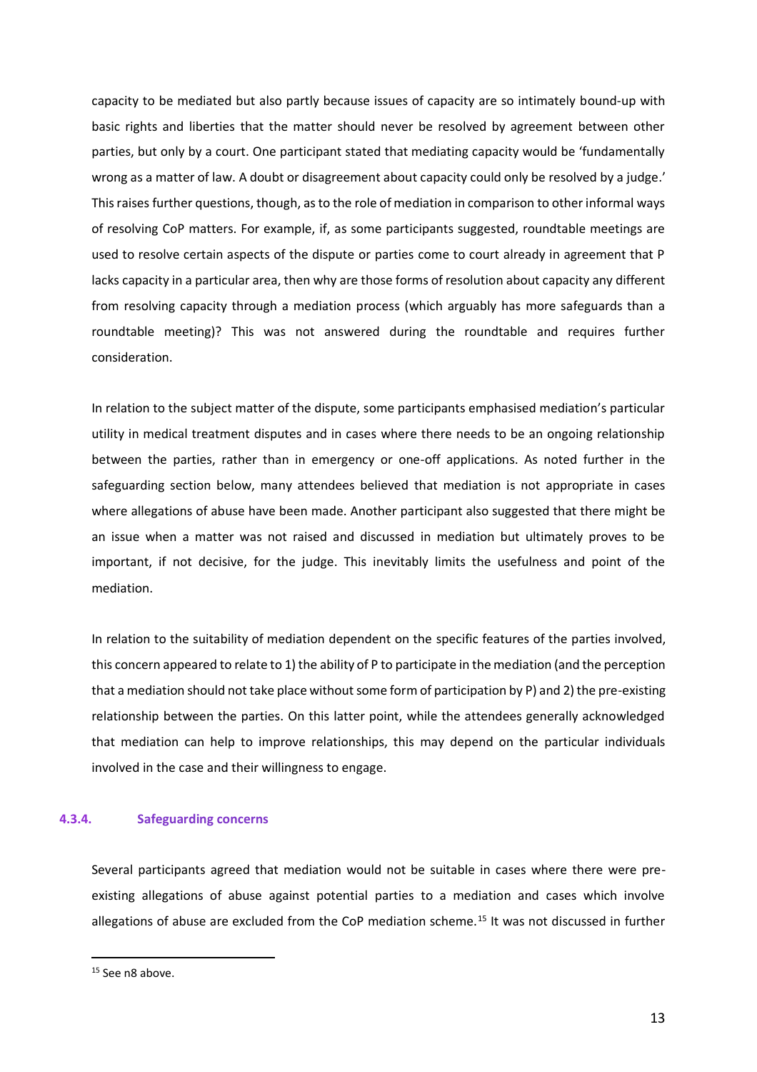capacity to be mediated but also partly because issues of capacity are so intimately bound-up with basic rights and liberties that the matter should never be resolved by agreement between other parties, but only by a court. One participant stated that mediating capacity would be 'fundamentally wrong as a matter of law. A doubt or disagreement about capacity could only be resolved by a judge.' This raises further questions, though, as to the role of mediation in comparison to other informal ways of resolving CoP matters. For example, if, as some participants suggested, roundtable meetings are used to resolve certain aspects of the dispute or parties come to court already in agreement that P lacks capacity in a particular area, then why are those forms of resolution about capacity any different from resolving capacity through a mediation process (which arguably has more safeguards than a roundtable meeting)? This was not answered during the roundtable and requires further consideration.

In relation to the subject matter of the dispute, some participants emphasised mediation's particular utility in medical treatment disputes and in cases where there needs to be an ongoing relationship between the parties, rather than in emergency or one-off applications. As noted further in the safeguarding section below, many attendees believed that mediation is not appropriate in cases where allegations of abuse have been made. Another participant also suggested that there might be an issue when a matter was not raised and discussed in mediation but ultimately proves to be important, if not decisive, for the judge. This inevitably limits the usefulness and point of the mediation.

In relation to the suitability of mediation dependent on the specific features of the parties involved, this concern appeared to relate to 1) the ability of P to participate in the mediation (and the perception that a mediation should not take place without some form of participation by P) and 2) the pre-existing relationship between the parties. On this latter point, while the attendees generally acknowledged that mediation can help to improve relationships, this may depend on the particular individuals involved in the case and their willingness to engage.

### 4.3.4. Safeguarding concerns

Several participants agreed that mediation would not be suitable in cases where there were pre-existing allegations of abuse against potential parties to a mediation and cases which involve allegations of abuse are excluded from the CoP mediation scheme.[15] It was not discussed in further

[15] See n8 above.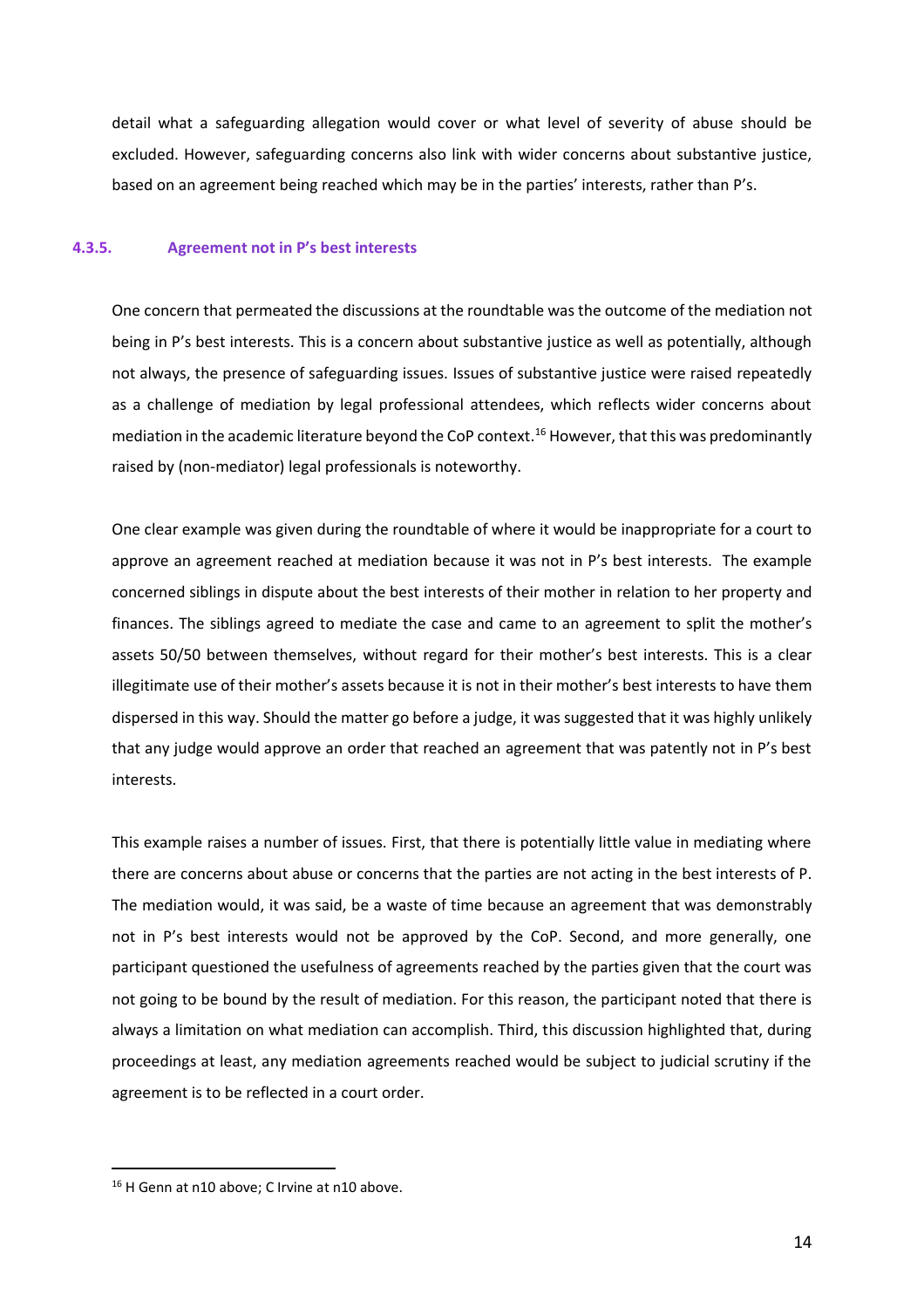detail what a safeguarding allegation would cover or what level of severity of abuse should be excluded. However, safeguarding concerns also link with wider concerns about substantive justice, based on an agreement being reached which may be in the parties' interests, rather than P's.

### 4.3.5. Agreement not in P's best interests

One concern that permeated the discussions at the roundtable was the outcome of the mediation not being in P's best interests. This is a concern about substantive justice as well as potentially, although not always, the presence of safeguarding issues. Issues of substantive justice were raised repeatedly as a challenge of mediation by legal professional attendees, which reflects wider concerns about mediation in the academic literature beyond the CoP context.[16] However, that this was predominantly raised by (non-mediator) legal professionals is noteworthy.

One clear example was given during the roundtable of where it would be inappropriate for a court to approve an agreement reached at mediation because it was not in P's best interests. The example concerned siblings in dispute about the best interests of their mother in relation to her property and finances. The siblings agreed to mediate the case and came to an agreement to split the mother's assets 50/50 between themselves, without regard for their mother's best interests. This is a clear illegitimate use of their mother's assets because it is not in their mother's best interests to have them dispersed in this way. Should the matter go before a judge, it was suggested that it was highly unlikely that any judge would approve an order that reached an agreement that was patently not in P's best interests.

This example raises a number of issues. First, that there is potentially little value in mediating where there are concerns about abuse or concerns that the parties are not acting in the best interests of P. The mediation would, it was said, be a waste of time because an agreement that was demonstrably not in P's best interests would not be approved by the CoP. Second, and more generally, one participant questioned the usefulness of agreements reached by the parties given that the court was not going to be bound by the result of mediation. For this reason, the participant noted that there is always a limitation on what mediation can accomplish. Third, this discussion highlighted that, during proceedings at least, any mediation agreements reached would be subject to judicial scrutiny if the agreement is to be reflected in a court order.

---

[16] H Genn at n10 above; C Irvine at n10 above.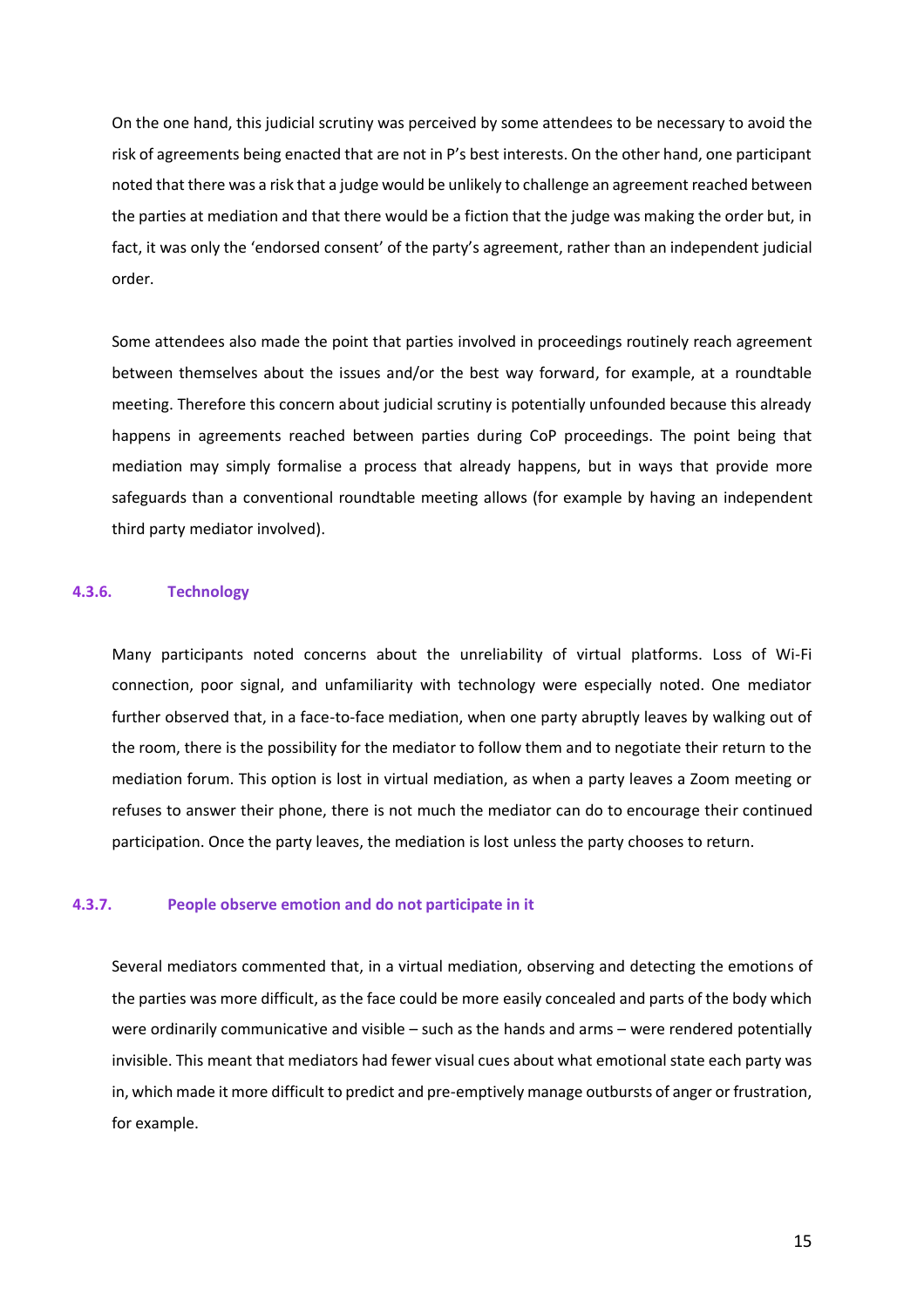On the one hand, this judicial scrutiny was perceived by some attendees to be necessary to avoid the risk of agreements being enacted that are not in P's best interests. On the other hand, one participant noted that there was a risk that a judge would be unlikely to challenge an agreement reached between the parties at mediation and that there would be a fiction that the judge was making the order but, in fact, it was only the 'endorsed consent' of the party's agreement, rather than an independent judicial order.

Some attendees also made the point that parties involved in proceedings routinely reach agreement between themselves about the issues and/or the best way forward, for example, at a roundtable meeting. Therefore this concern about judicial scrutiny is potentially unfounded because this already happens in agreements reached between parties during CoP proceedings. The point being that mediation may simply formalise a process that already happens, but in ways that provide more safeguards than a conventional roundtable meeting allows (for example by having an independent third party mediator involved).

### 4.3.6. Technology

Many participants noted concerns about the unreliability of virtual platforms. Loss of Wi-Fi connection, poor signal, and unfamiliarity with technology were especially noted. One mediator further observed that, in a face-to-face mediation, when one party abruptly leaves by walking out of the room, there is the possibility for the mediator to follow them and to negotiate their return to the mediation forum. This option is lost in virtual mediation, as when a party leaves a Zoom meeting or refuses to answer their phone, there is not much the mediator can do to encourage their continued participation. Once the party leaves, the mediation is lost unless the party chooses to return.

### 4.3.7. People observe emotion and do not participate in it

Several mediators commented that, in a virtual mediation, observing and detecting the emotions of the parties was more difficult, as the face could be more easily concealed and parts of the body which were ordinarily communicative and visible – such as the hands and arms – were rendered potentially invisible. This meant that mediators had fewer visual cues about what emotional state each party was in, which made it more difficult to predict and pre-emptively manage outbursts of anger or frustration, for example.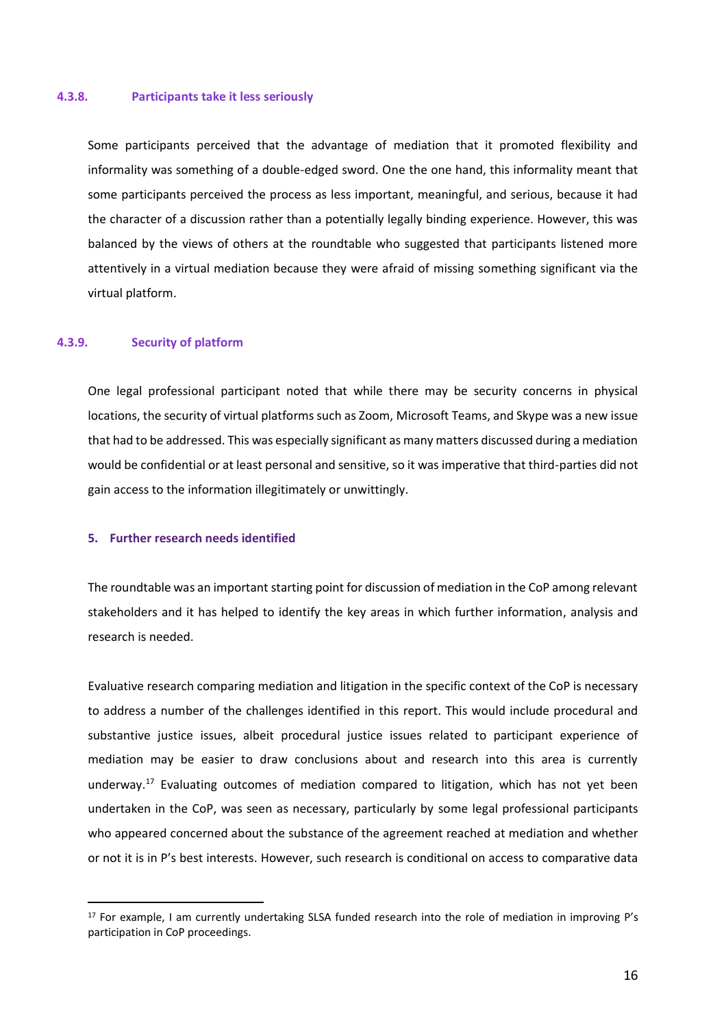#### 4.3.8. Participants take it less seriously

Some participants perceived that the advantage of mediation that it promoted flexibility and informality was something of a double-edged sword. One the one hand, this informality meant that some participants perceived the process as less important, meaningful, and serious, because it had the character of a discussion rather than a potentially legally binding experience. However, this was balanced by the views of others at the roundtable who suggested that participants listened more attentively in a virtual mediation because they were afraid of missing something significant via the virtual platform.

#### 4.3.9. Security of platform

One legal professional participant noted that while there may be security concerns in physical locations, the security of virtual platforms such as Zoom, Microsoft Teams, and Skype was a new issue that had to be addressed. This was especially significant as many matters discussed during a mediation would be confidential or at least personal and sensitive, so it was imperative that third-parties did not gain access to the information illegitimately or unwittingly.

## 5. Further research needs identified

The roundtable was an important starting point for discussion of mediation in the CoP among relevant stakeholders and it has helped to identify the key areas in which further information, analysis and research is needed.

Evaluative research comparing mediation and litigation in the specific context of the CoP is necessary to address a number of the challenges identified in this report. This would include procedural and substantive justice issues, albeit procedural justice issues related to participant experience of mediation may be easier to draw conclusions about and research into this area is currently underway.[17] Evaluating outcomes of mediation compared to litigation, which has not yet been undertaken in the CoP, was seen as necessary, particularly by some legal professional participants who appeared concerned about the substance of the agreement reached at mediation and whether or not it is in P's best interests. However, such research is conditional on access to comparative data

[17] For example, I am currently undertaking SLSA funded research into the role of mediation in improving P's participation in CoP proceedings.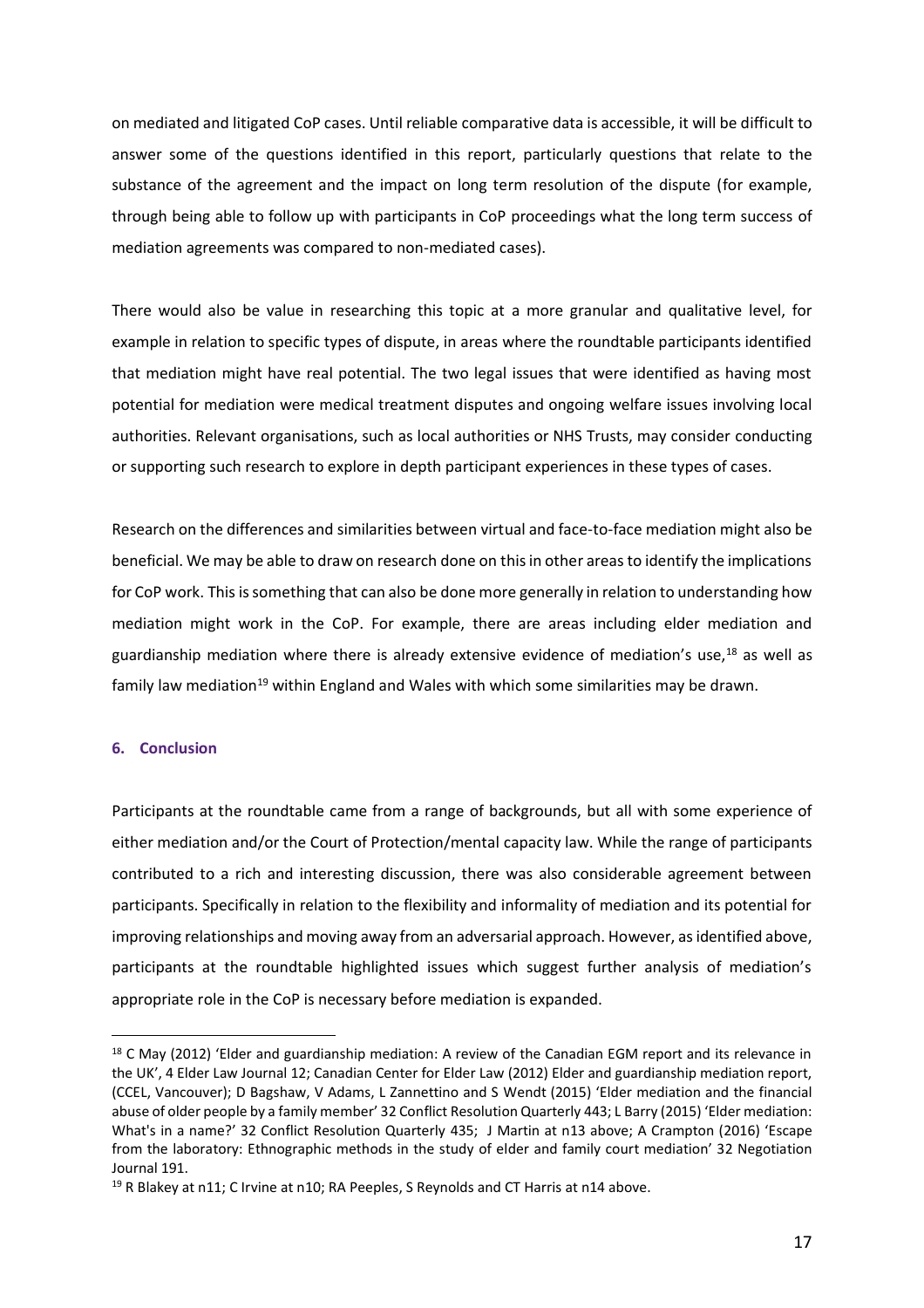on mediated and litigated CoP cases. Until reliable comparative data is accessible, it will be difficult to answer some of the questions identified in this report, particularly questions that relate to the substance of the agreement and the impact on long term resolution of the dispute (for example, through being able to follow up with participants in CoP proceedings what the long term success of mediation agreements was compared to non-mediated cases).

There would also be value in researching this topic at a more granular and qualitative level, for example in relation to specific types of dispute, in areas where the roundtable participants identified that mediation might have real potential. The two legal issues that were identified as having most potential for mediation were medical treatment disputes and ongoing welfare issues involving local authorities. Relevant organisations, such as local authorities or NHS Trusts, may consider conducting or supporting such research to explore in depth participant experiences in these types of cases.

Research on the differences and similarities between virtual and face-to-face mediation might also be beneficial. We may be able to draw on research done on this in other areas to identify the implications for CoP work. This is something that can also be done more generally in relation to understanding how mediation might work in the CoP. For example, there are areas including elder mediation and guardianship mediation where there is already extensive evidence of mediation's use,[18] as well as family law mediation[19] within England and Wales with which some similarities may be drawn.

## 6. Conclusion

Participants at the roundtable came from a range of backgrounds, but all with some experience of either mediation and/or the Court of Protection/mental capacity law. While the range of participants contributed to a rich and interesting discussion, there was also considerable agreement between participants. Specifically in relation to the flexibility and informality of mediation and its potential for improving relationships and moving away from an adversarial approach. However, as identified above, participants at the roundtable highlighted issues which suggest further analysis of mediation's appropriate role in the CoP is necessary before mediation is expanded.

---

[18] C May (2012) 'Elder and guardianship mediation: A review of the Canadian EGM report and its relevance in the UK', 4 Elder Law Journal 12; Canadian Center for Elder Law (2012) Elder and guardianship mediation report, (CCEL, Vancouver); D Bagshaw, V Adams, L Zannettino and S Wendt (2015) 'Elder mediation and the financial abuse of older people by a family member' 32 Conflict Resolution Quarterly 443; L Barry (2015) 'Elder mediation: What's in a name?' 32 Conflict Resolution Quarterly 435; J Martin at n13 above; A Crampton (2016) 'Escape from the laboratory: Ethnographic methods in the study of elder and family court mediation' 32 Negotiation Journal 191.

[19] R Blakey at n11; C Irvine at n10; RA Peeples, S Reynolds and CT Harris at n14 above.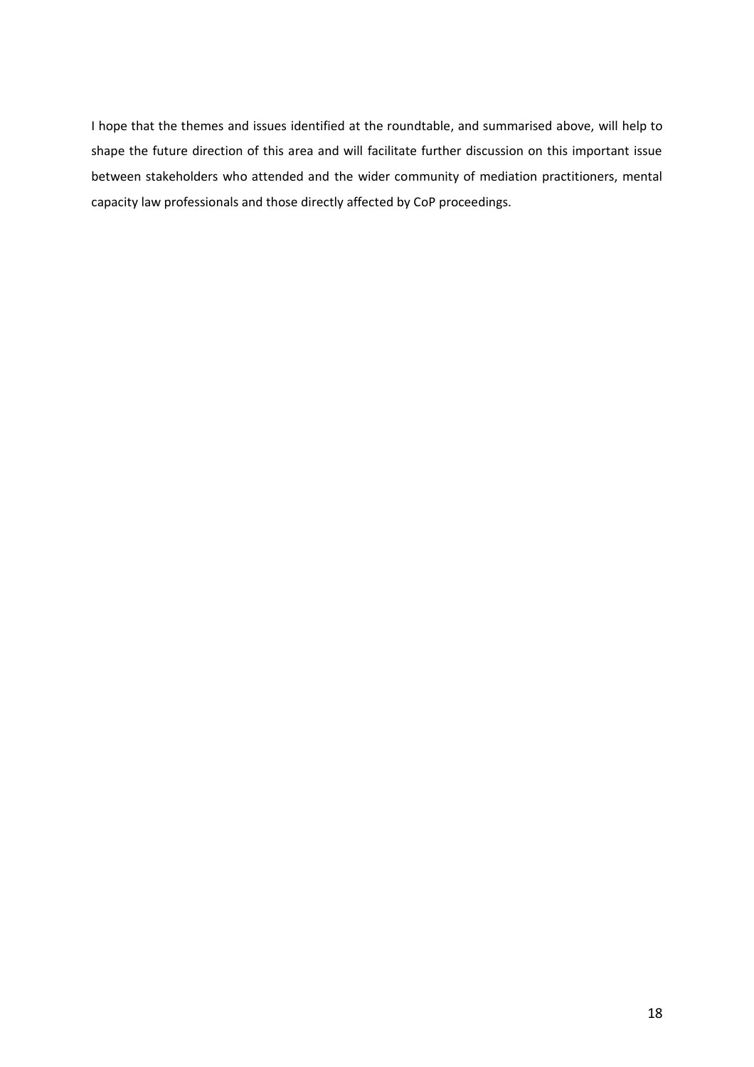I hope that the themes and issues identified at the roundtable, and summarised above, will help to shape the future direction of this area and will facilitate further discussion on this important issue between stakeholders who attended and the wider community of mediation practitioners, mental capacity law professionals and those directly affected by CoP proceedings.